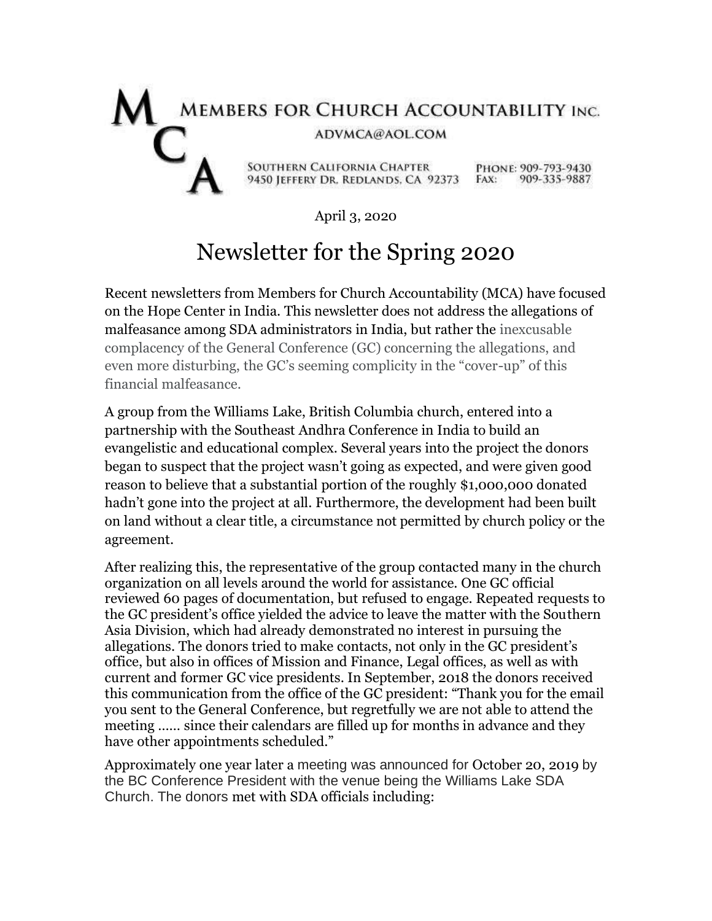MEMBERS FOR CHURCH ACCOUNTABILITY INC.

ADVMCA@AOL.COM

SOUTHERN CALIFORNIA CHAPTER
9450 JEFFERY DR. REDLANDS, CA 92373

PHONE: 909-793-9430
FAX: 909-335-9887

April 3, 2020

# Newsletter for the Spring 2020

Recent newsletters from Members for Church Accountability (MCA) have focused on the Hope Center in India. This newsletter does not address the allegations of malfeasance among SDA administrators in India, but rather the inexcusable complacency of the General Conference (GC) concerning the allegations, and even more disturbing, the GC's seeming complicity in the "cover-up" of this financial malfeasance.

A group from the Williams Lake, British Columbia church, entered into a partnership with the Southeast Andhra Conference in India to build an evangelistic and educational complex. Several years into the project the donors began to suspect that the project wasn't going as expected, and were given good reason to believe that a substantial portion of the roughly $1,000,000 donated hadn't gone into the project at all. Furthermore, the development had been built on land without a clear title, a circumstance not permitted by church policy or the agreement.

After realizing this, the representative of the group contacted many in the church organization on all levels around the world for assistance. One GC official reviewed 60 pages of documentation, but refused to engage. Repeated requests to the GC president's office yielded the advice to leave the matter with the Southern Asia Division, which had already demonstrated no interest in pursuing the allegations. The donors tried to make contacts, not only in the GC president's office, but also in offices of Mission and Finance, Legal offices, as well as with current and former GC vice presidents. In September, 2018 the donors received this communication from the office of the GC president: "Thank you for the email you sent to the General Conference, but regretfully we are not able to attend the meeting …… since their calendars are filled up for months in advance and they have other appointments scheduled."

Approximately one year later a meeting was announced for October 20, 2019 by the BC Conference President with the venue being the Williams Lake SDA Church. The donors met with SDA officials including: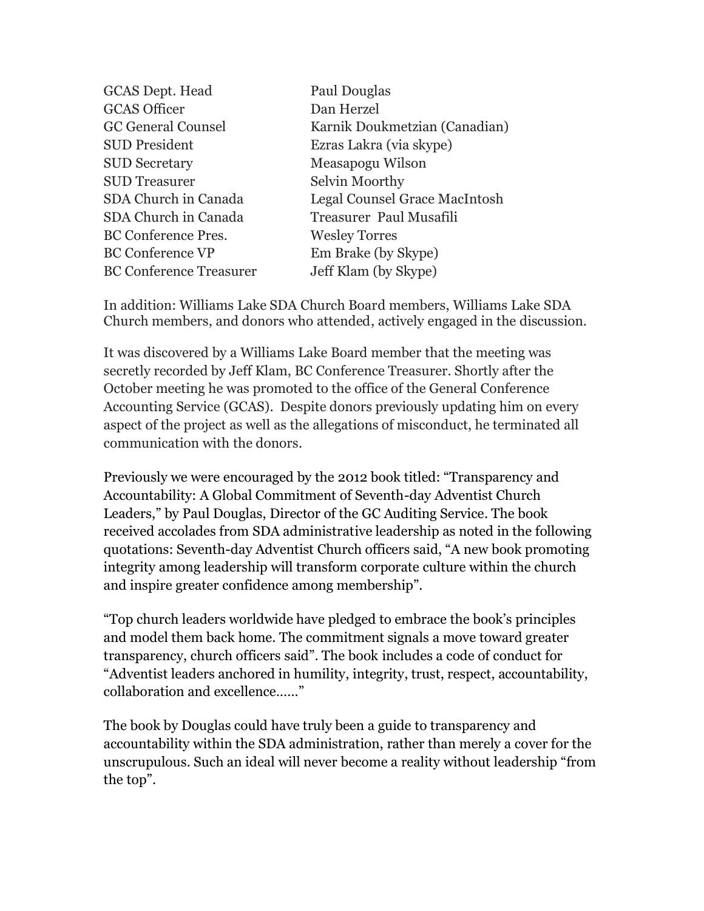| | |
|---|---|
| GCAS Dept. Head | Paul Douglas |
| GCAS Officer | Dan Herzel |
| GC General Counsel | Karnik Doukmetzian (Canadian) |
| SUD President | Ezras Lakra (via skype) |
| SUD Secretary | Measapogu Wilson |
| SUD Treasurer | Selvin Moorthy |
| SDA Church in Canada | Legal Counsel Grace MacIntosh |
| SDA Church in Canada | Treasurer Paul Musafili |
| BC Conference Pres. | Wesley Torres |
| BC Conference VP | Em Brake (by Skype) |
| BC Conference Treasurer | Jeff Klam (by Skype) |

In addition: Williams Lake SDA Church Board members, Williams Lake SDA Church members, and donors who attended, actively engaged in the discussion.

It was discovered by a Williams Lake Board member that the meeting was secretly recorded by Jeff Klam, BC Conference Treasurer. Shortly after the October meeting he was promoted to the office of the General Conference Accounting Service (GCAS). Despite donors previously updating him on every aspect of the project as well as the allegations of misconduct, he terminated all communication with the donors.

Previously we were encouraged by the 2012 book titled: "Transparency and Accountability: A Global Commitment of Seventh-day Adventist Church Leaders," by Paul Douglas, Director of the GC Auditing Service. The book received accolades from SDA administrative leadership as noted in the following quotations: Seventh-day Adventist Church officers said, "A new book promoting integrity among leadership will transform corporate culture within the church and inspire greater confidence among membership".

"Top church leaders worldwide have pledged to embrace the book's principles and model them back home. The commitment signals a move toward greater transparency, church officers said". The book includes a code of conduct for "Adventist leaders anchored in humility, integrity, trust, respect, accountability, collaboration and excellence……"

The book by Douglas could have truly been a guide to transparency and accountability within the SDA administration, rather than merely a cover for the unscrupulous. Such an ideal will never become a reality without leadership "from the top".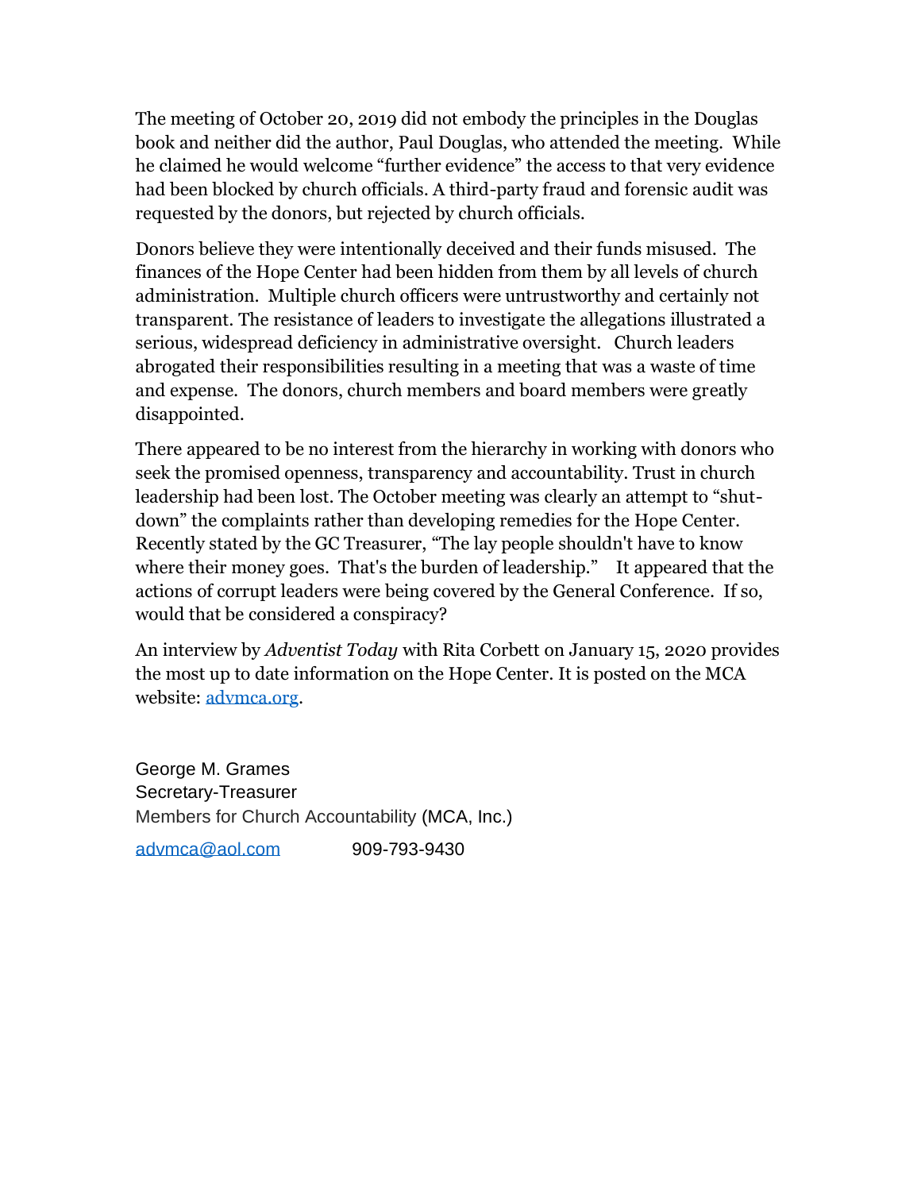The meeting of October 20, 2019 did not embody the principles in the Douglas book and neither did the author, Paul Douglas, who attended the meeting. While he claimed he would welcome "further evidence" the access to that very evidence had been blocked by church officials. A third-party fraud and forensic audit was requested by the donors, but rejected by church officials.

Donors believe they were intentionally deceived and their funds misused. The finances of the Hope Center had been hidden from them by all levels of church administration. Multiple church officers were untrustworthy and certainly not transparent. The resistance of leaders to investigate the allegations illustrated a serious, widespread deficiency in administrative oversight. Church leaders abrogated their responsibilities resulting in a meeting that was a waste of time and expense. The donors, church members and board members were greatly disappointed.

There appeared to be no interest from the hierarchy in working with donors who seek the promised openness, transparency and accountability. Trust in church leadership had been lost. The October meeting was clearly an attempt to "shut-down" the complaints rather than developing remedies for the Hope Center. Recently stated by the GC Treasurer, "The lay people shouldn't have to know where their money goes. That's the burden of leadership." It appeared that the actions of corrupt leaders were being covered by the General Conference. If so, would that be considered a conspiracy?

An interview by *Adventist Today* with Rita Corbett on January 15, 2020 provides the most up to date information on the Hope Center. It is posted on the MCA website: [advmca.org](http://advmca.org).

George M. Grames
Secretary-Treasurer
Members for Church Accountability (MCA, Inc.)

[advmca@aol.com](mailto:advmca@aol.com) 909-793-9430